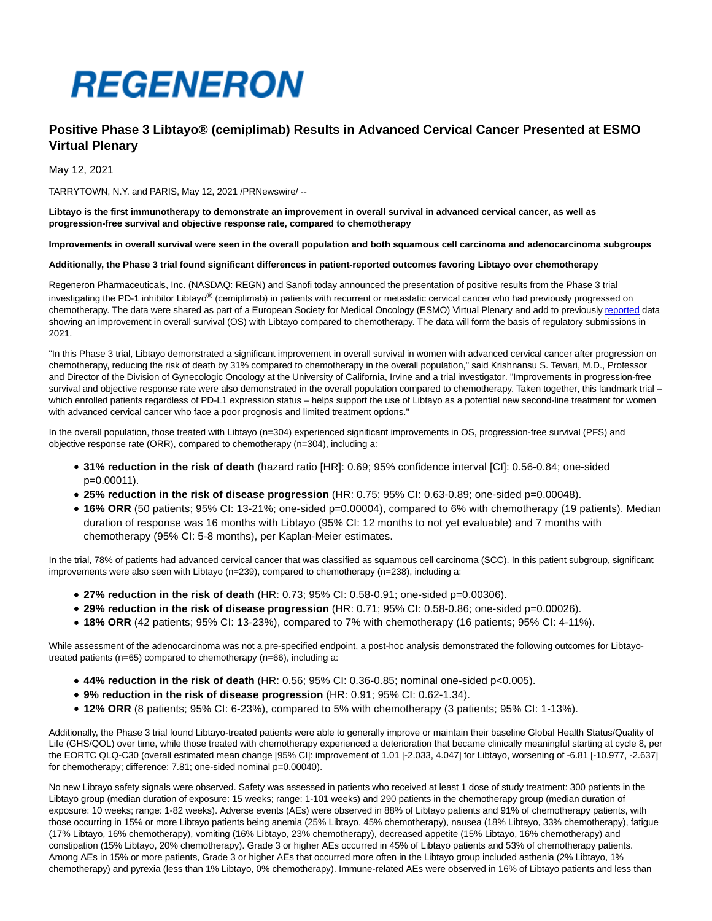# REGENERON

## Positive Phase 3 Libtayo® (cemiplimab) Results in Advanced Cervical Cancer Presented at ESMO Virtual Plenary

May 12, 2021

TARRYTOWN, N.Y. and PARIS, May 12, 2021 /PRNewswire/ --

**Libtayo is the first immunotherapy to demonstrate an improvement in overall survival in advanced cervical cancer, as well as progression-free survival and objective response rate, compared to chemotherapy**

**Improvements in overall survival were seen in the overall population and both squamous cell carcinoma and adenocarcinoma subgroups**

**Additionally, the Phase 3 trial found significant differences in patient-reported outcomes favoring Libtayo over chemotherapy**

Regeneron Pharmaceuticals, Inc. (NASDAQ: REGN) and Sanofi today announced the presentation of positive results from the Phase 3 trial investigating the PD-1 inhibitor Libtayo® (cemiplimab) in patients with recurrent or metastatic cervical cancer who had previously progressed on chemotherapy. The data were shared as part of a European Society for Medical Oncology (ESMO) Virtual Plenary and add to previously reported data showing an improvement in overall survival (OS) with Libtayo compared to chemotherapy. The data will form the basis of regulatory submissions in 2021.

"In this Phase 3 trial, Libtayo demonstrated a significant improvement in overall survival in women with advanced cervical cancer after progression on chemotherapy, reducing the risk of death by 31% compared to chemotherapy in the overall population," said Krishnansu S. Tewari, M.D., Professor and Director of the Division of Gynecologic Oncology at the University of California, Irvine and a trial investigator. "Improvements in progression-free survival and objective response rate were also demonstrated in the overall population compared to chemotherapy. Taken together, this landmark trial – which enrolled patients regardless of PD-L1 expression status – helps support the use of Libtayo as a potential new second-line treatment for women with advanced cervical cancer who face a poor prognosis and limited treatment options."

In the overall population, those treated with Libtayo (n=304) experienced significant improvements in OS, progression-free survival (PFS) and objective response rate (ORR), compared to chemotherapy (n=304), including a:

- **31% reduction in the risk of death** (hazard ratio [HR]: 0.69; 95% confidence interval [CI]: 0.56-0.84; one-sided p=0.00011).
- **25% reduction in the risk of disease progression** (HR: 0.75; 95% CI: 0.63-0.89; one-sided p=0.00048).
- **16% ORR** (50 patients; 95% CI: 13-21%; one-sided p=0.00004), compared to 6% with chemotherapy (19 patients). Median duration of response was 16 months with Libtayo (95% CI: 12 months to not yet evaluable) and 7 months with chemotherapy (95% CI: 5-8 months), per Kaplan-Meier estimates.

In the trial, 78% of patients had advanced cervical cancer that was classified as squamous cell carcinoma (SCC). In this patient subgroup, significant improvements were also seen with Libtayo (n=239), compared to chemotherapy (n=238), including a:

- **27% reduction in the risk of death** (HR: 0.73; 95% CI: 0.58-0.91; one-sided p=0.00306).
- **29% reduction in the risk of disease progression** (HR: 0.71; 95% CI: 0.58-0.86; one-sided p=0.00026).
- **18% ORR** (42 patients; 95% CI: 13-23%), compared to 7% with chemotherapy (16 patients; 95% CI: 4-11%).

While assessment of the adenocarcinoma was not a pre-specified endpoint, a post-hoc analysis demonstrated the following outcomes for Libtayo-treated patients (n=65) compared to chemotherapy (n=66), including a:

- **44% reduction in the risk of death** (HR: 0.56; 95% CI: 0.36-0.85; nominal one-sided p<0.005).
- **9% reduction in the risk of disease progression** (HR: 0.91; 95% CI: 0.62-1.34).
- **12% ORR** (8 patients; 95% CI: 6-23%), compared to 5% with chemotherapy (3 patients; 95% CI: 1-13%).

Additionally, the Phase 3 trial found Libtayo-treated patients were able to generally improve or maintain their baseline Global Health Status/Quality of Life (GHS/QOL) over time, while those treated with chemotherapy experienced a deterioration that became clinically meaningful starting at cycle 8, per the EORTC QLQ-C30 (overall estimated mean change [95% CI]: improvement of 1.01 [-2.033, 4.047] for Libtayo, worsening of -6.81 [-10.977, -2.637] for chemotherapy; difference: 7.81; one-sided nominal p=0.00040).

No new Libtayo safety signals were observed. Safety was assessed in patients who received at least 1 dose of study treatment: 300 patients in the Libtayo group (median duration of exposure: 15 weeks; range: 1-101 weeks) and 290 patients in the chemotherapy group (median duration of exposure: 10 weeks; range: 1-82 weeks). Adverse events (AEs) were observed in 88% of Libtayo patients and 91% of chemotherapy patients, with those occurring in 15% or more Libtayo patients being anemia (25% Libtayo, 45% chemotherapy), nausea (18% Libtayo, 33% chemotherapy), fatigue (17% Libtayo, 16% chemotherapy), vomiting (16% Libtayo, 23% chemotherapy), decreased appetite (15% Libtayo, 16% chemotherapy) and constipation (15% Libtayo, 20% chemotherapy). Grade 3 or higher AEs occurred in 45% of Libtayo patients and 53% of chemotherapy patients. Among AEs in 15% or more patients, Grade 3 or higher AEs that occurred more often in the Libtayo group included asthenia (2% Libtayo, 1% chemotherapy) and pyrexia (less than 1% Libtayo, 0% chemotherapy). Immune-related AEs were observed in 16% of Libtayo patients and less than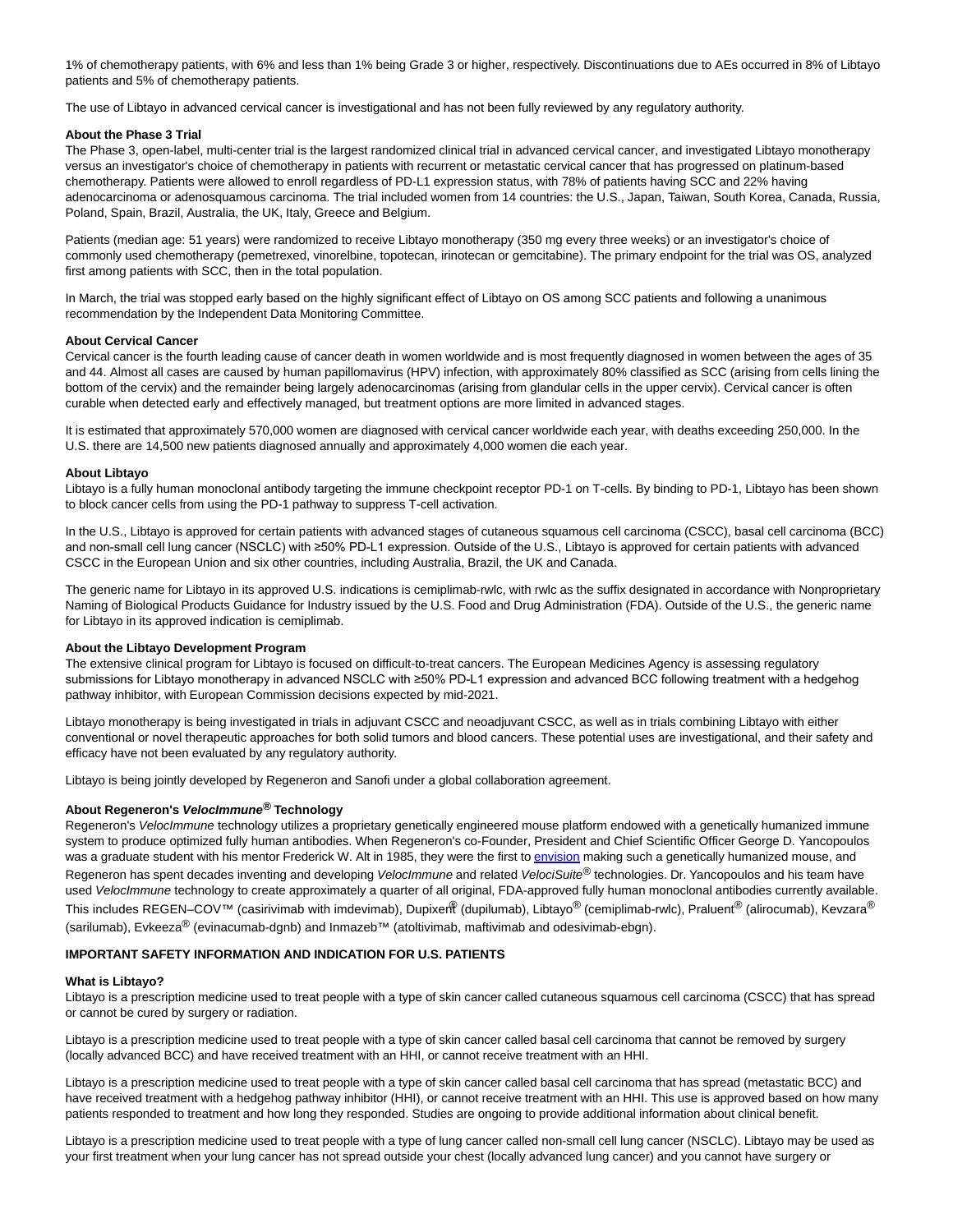1% of chemotherapy patients, with 6% and less than 1% being Grade 3 or higher, respectively. Discontinuations due to AEs occurred in 8% of Libtayo patients and 5% of chemotherapy patients.

The use of Libtayo in advanced cervical cancer is investigational and has not been fully reviewed by any regulatory authority.

**About the Phase 3 Trial**

The Phase 3, open-label, multi-center trial is the largest randomized clinical trial in advanced cervical cancer, and investigated Libtayo monotherapy versus an investigator's choice of chemotherapy in patients with recurrent or metastatic cervical cancer that has progressed on platinum-based chemotherapy. Patients were allowed to enroll regardless of PD-L1 expression status, with 78% of patients having SCC and 22% having adenocarcinoma or adenosquamous carcinoma. The trial included women from 14 countries: the U.S., Japan, Taiwan, South Korea, Canada, Russia, Poland, Spain, Brazil, Australia, the UK, Italy, Greece and Belgium.

Patients (median age: 51 years) were randomized to receive Libtayo monotherapy (350 mg every three weeks) or an investigator's choice of commonly used chemotherapy (pemetrexed, vinorelbine, topotecan, irinotecan or gemcitabine). The primary endpoint for the trial was OS, analyzed first among patients with SCC, then in the total population.

In March, the trial was stopped early based on the highly significant effect of Libtayo on OS among SCC patients and following a unanimous recommendation by the Independent Data Monitoring Committee.

**About Cervical Cancer**

Cervical cancer is the fourth leading cause of cancer death in women worldwide and is most frequently diagnosed in women between the ages of 35 and 44. Almost all cases are caused by human papillomavirus (HPV) infection, with approximately 80% classified as SCC (arising from cells lining the bottom of the cervix) and the remainder being largely adenocarcinomas (arising from glandular cells in the upper cervix). Cervical cancer is often curable when detected early and effectively managed, but treatment options are more limited in advanced stages.

It is estimated that approximately 570,000 women are diagnosed with cervical cancer worldwide each year, with deaths exceeding 250,000. In the U.S. there are 14,500 new patients diagnosed annually and approximately 4,000 women die each year.

**About Libtayo**

Libtayo is a fully human monoclonal antibody targeting the immune checkpoint receptor PD-1 on T-cells. By binding to PD-1, Libtayo has been shown to block cancer cells from using the PD-1 pathway to suppress T-cell activation.

In the U.S., Libtayo is approved for certain patients with advanced stages of cutaneous squamous cell carcinoma (CSCC), basal cell carcinoma (BCC) and non-small cell lung cancer (NSCLC) with ≥50% PD-L1 expression. Outside of the U.S., Libtayo is approved for certain patients with advanced CSCC in the European Union and six other countries, including Australia, Brazil, the UK and Canada.

The generic name for Libtayo in its approved U.S. indications is cemiplimab-rwlc, with rwlc as the suffix designated in accordance with Nonproprietary Naming of Biological Products Guidance for Industry issued by the U.S. Food and Drug Administration (FDA). Outside of the U.S., the generic name for Libtayo in its approved indication is cemiplimab.

**About the Libtayo Development Program**

The extensive clinical program for Libtayo is focused on difficult-to-treat cancers. The European Medicines Agency is assessing regulatory submissions for Libtayo monotherapy in advanced NSCLC with ≥50% PD-L1 expression and advanced BCC following treatment with a hedgehog pathway inhibitor, with European Commission decisions expected by mid-2021.

Libtayo monotherapy is being investigated in trials in adjuvant CSCC and neoadjuvant CSCC, as well as in trials combining Libtayo with either conventional or novel therapeutic approaches for both solid tumors and blood cancers. These potential uses are investigational, and their safety and efficacy have not been evaluated by any regulatory authority.

Libtayo is being jointly developed by Regeneron and Sanofi under a global collaboration agreement.

**About Regeneron's *VelocImmune*® Technology**

Regeneron's *VelocImmune* technology utilizes a proprietary genetically engineered mouse platform endowed with a genetically humanized immune system to produce optimized fully human antibodies. When Regeneron's co-Founder, President and Chief Scientific Officer George D. Yancopoulos was a graduate student with his mentor Frederick W. Alt in 1985, they were the first to envision making such a genetically humanized mouse, and Regeneron has spent decades inventing and developing *VelocImmune* and related *VelociSuite*® technologies. Dr. Yancopoulos and his team have used *VelocImmune* technology to create approximately a quarter of all original, FDA-approved fully human monoclonal antibodies currently available. This includes REGEN–COV™ (casirivimab with imdevimab), Dupixent® (dupilumab), Libtayo® (cemiplimab-rwlc), Praluent® (alirocumab), Kevzara® (sarilumab), Evkeeza® (evinacumab-dgnb) and Inmazeb™ (atoltivimab, maftivimab and odesivimab-ebgn).

**IMPORTANT SAFETY INFORMATION AND INDICATION FOR U.S. PATIENTS**

**What is Libtayo?**

Libtayo is a prescription medicine used to treat people with a type of skin cancer called cutaneous squamous cell carcinoma (CSCC) that has spread or cannot be cured by surgery or radiation.

Libtayo is a prescription medicine used to treat people with a type of skin cancer called basal cell carcinoma that cannot be removed by surgery (locally advanced BCC) and have received treatment with an HHI, or cannot receive treatment with an HHI.

Libtayo is a prescription medicine used to treat people with a type of skin cancer called basal cell carcinoma that has spread (metastatic BCC) and have received treatment with a hedgehog pathway inhibitor (HHI), or cannot receive treatment with an HHI. This use is approved based on how many patients responded to treatment and how long they responded. Studies are ongoing to provide additional information about clinical benefit.

Libtayo is a prescription medicine used to treat people with a type of lung cancer called non-small cell lung cancer (NSCLC). Libtayo may be used as your first treatment when your lung cancer has not spread outside your chest (locally advanced lung cancer) and you cannot have surgery or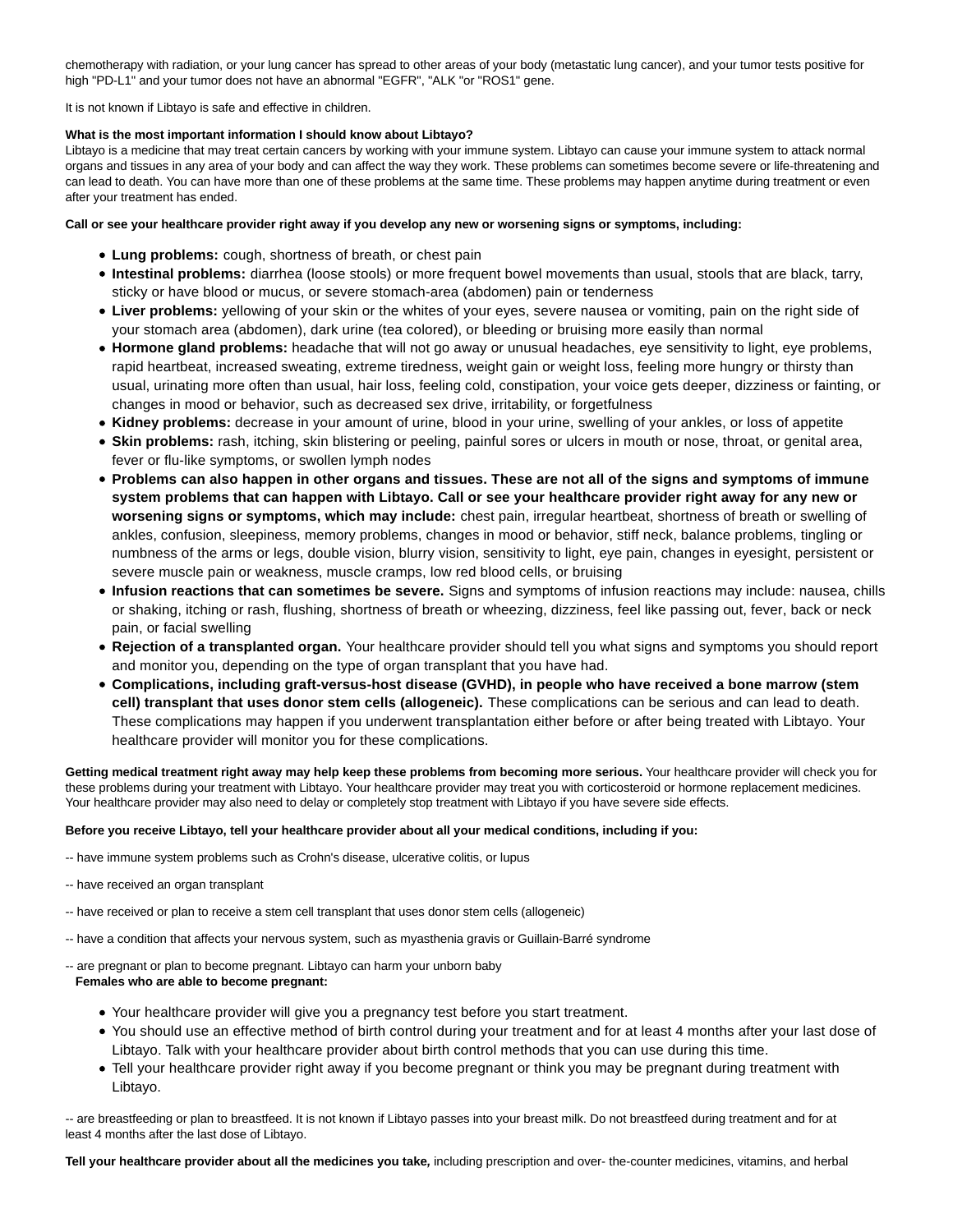chemotherapy with radiation, or your lung cancer has spread to other areas of your body (metastatic lung cancer), and your tumor tests positive for high "PD-L1" and your tumor does not have an abnormal "EGFR", "ALK "or "ROS1" gene.

It is not known if Libtayo is safe and effective in children.

**What is the most important information I should know about Libtayo?**
Libtayo is a medicine that may treat certain cancers by working with your immune system. Libtayo can cause your immune system to attack normal organs and tissues in any area of your body and can affect the way they work. These problems can sometimes become severe or life-threatening and can lead to death. You can have more than one of these problems at the same time. These problems may happen anytime during treatment or even after your treatment has ended.

**Call or see your healthcare provider right away if you develop any new or worsening signs or symptoms, including:**

- **Lung problems:** cough, shortness of breath, or chest pain
- **Intestinal problems:** diarrhea (loose stools) or more frequent bowel movements than usual, stools that are black, tarry, sticky or have blood or mucus, or severe stomach-area (abdomen) pain or tenderness
- **Liver problems:** yellowing of your skin or the whites of your eyes, severe nausea or vomiting, pain on the right side of your stomach area (abdomen), dark urine (tea colored), or bleeding or bruising more easily than normal
- **Hormone gland problems:** headache that will not go away or unusual headaches, eye sensitivity to light, eye problems, rapid heartbeat, increased sweating, extreme tiredness, weight gain or weight loss, feeling more hungry or thirsty than usual, urinating more often than usual, hair loss, feeling cold, constipation, your voice gets deeper, dizziness or fainting, or changes in mood or behavior, such as decreased sex drive, irritability, or forgetfulness
- **Kidney problems:** decrease in your amount of urine, blood in your urine, swelling of your ankles, or loss of appetite
- **Skin problems:** rash, itching, skin blistering or peeling, painful sores or ulcers in mouth or nose, throat, or genital area, fever or flu-like symptoms, or swollen lymph nodes
- **Problems can also happen in other organs and tissues. These are not all of the signs and symptoms of immune system problems that can happen with Libtayo. Call or see your healthcare provider right away for any new or worsening signs or symptoms, which may include:** chest pain, irregular heartbeat, shortness of breath or swelling of ankles, confusion, sleepiness, memory problems, changes in mood or behavior, stiff neck, balance problems, tingling or numbness of the arms or legs, double vision, blurry vision, sensitivity to light, eye pain, changes in eyesight, persistent or severe muscle pain or weakness, muscle cramps, low red blood cells, or bruising
- **Infusion reactions that can sometimes be severe.** Signs and symptoms of infusion reactions may include: nausea, chills or shaking, itching or rash, flushing, shortness of breath or wheezing, dizziness, feel like passing out, fever, back or neck pain, or facial swelling
- **Rejection of a transplanted organ.** Your healthcare provider should tell you what signs and symptoms you should report and monitor you, depending on the type of organ transplant that you have had.
- **Complications, including graft-versus-host disease (GVHD), in people who have received a bone marrow (stem cell) transplant that uses donor stem cells (allogeneic).** These complications can be serious and can lead to death. These complications may happen if you underwent transplantation either before or after being treated with Libtayo. Your healthcare provider will monitor you for these complications.

**Getting medical treatment right away may help keep these problems from becoming more serious.** Your healthcare provider will check you for these problems during your treatment with Libtayo. Your healthcare provider may treat you with corticosteroid or hormone replacement medicines. Your healthcare provider may also need to delay or completely stop treatment with Libtayo if you have severe side effects.

**Before you receive Libtayo, tell your healthcare provider about all your medical conditions, including if you:**

-- have immune system problems such as Crohn's disease, ulcerative colitis, or lupus

-- have received an organ transplant

-- have received or plan to receive a stem cell transplant that uses donor stem cells (allogeneic)

-- have a condition that affects your nervous system, such as myasthenia gravis or Guillain-Barré syndrome

-- are pregnant or plan to become pregnant. Libtayo can harm your unborn baby
**Females who are able to become pregnant:**

- Your healthcare provider will give you a pregnancy test before you start treatment.
- You should use an effective method of birth control during your treatment and for at least 4 months after your last dose of Libtayo. Talk with your healthcare provider about birth control methods that you can use during this time.
- Tell your healthcare provider right away if you become pregnant or think you may be pregnant during treatment with Libtayo.

-- are breastfeeding or plan to breastfeed. It is not known if Libtayo passes into your breast milk. Do not breastfeed during treatment and for at least 4 months after the last dose of Libtayo.

**Tell your healthcare provider about all the medicines you take,** including prescription and over- the-counter medicines, vitamins, and herbal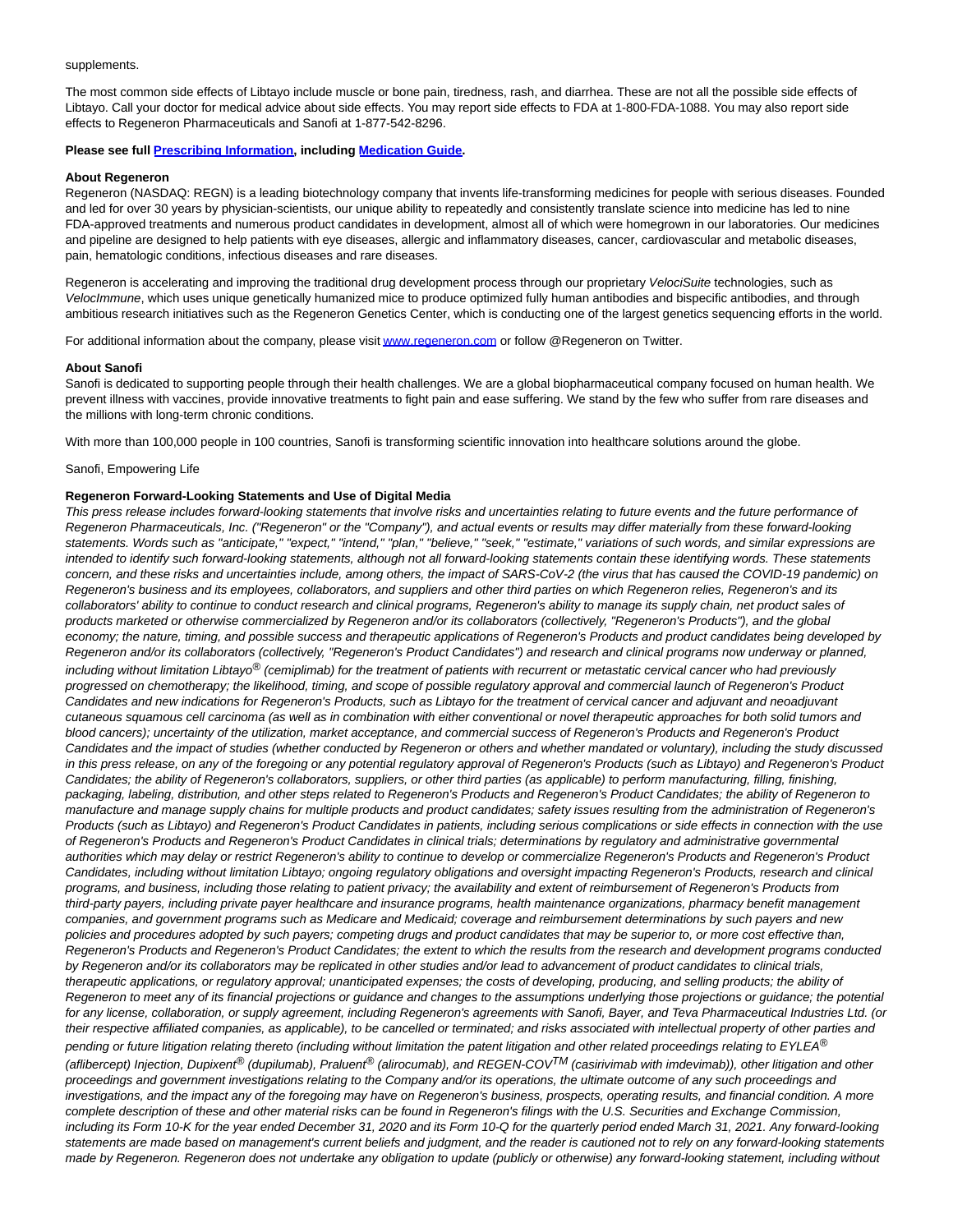supplements.

The most common side effects of Libtayo include muscle or bone pain, tiredness, rash, and diarrhea. These are not all the possible side effects of Libtayo. Call your doctor for medical advice about side effects. You may report side effects to FDA at 1-800-FDA-1088. You may also report side effects to Regeneron Pharmaceuticals and Sanofi at 1-877-542-8296.

**Please see full Prescribing Information, including Medication Guide.**

**About Regeneron**

Regeneron (NASDAQ: REGN) is a leading biotechnology company that invents life-transforming medicines for people with serious diseases. Founded and led for over 30 years by physician-scientists, our unique ability to repeatedly and consistently translate science into medicine has led to nine FDA-approved treatments and numerous product candidates in development, almost all of which were homegrown in our laboratories. Our medicines and pipeline are designed to help patients with eye diseases, allergic and inflammatory diseases, cancer, cardiovascular and metabolic diseases, pain, hematologic conditions, infectious diseases and rare diseases.

Regeneron is accelerating and improving the traditional drug development process through our proprietary *VelociSuite* technologies, such as *VelocImmune*, which uses unique genetically humanized mice to produce optimized fully human antibodies and bispecific antibodies, and through ambitious research initiatives such as the Regeneron Genetics Center, which is conducting one of the largest genetics sequencing efforts in the world.

For additional information about the company, please visit www.regeneron.com or follow @Regeneron on Twitter.

**About Sanofi**

Sanofi is dedicated to supporting people through their health challenges. We are a global biopharmaceutical company focused on human health. We prevent illness with vaccines, provide innovative treatments to fight pain and ease suffering. We stand by the few who suffer from rare diseases and the millions with long-term chronic conditions.

With more than 100,000 people in 100 countries, Sanofi is transforming scientific innovation into healthcare solutions around the globe.

Sanofi, Empowering Life

**Regeneron Forward-Looking Statements and Use of Digital Media**

*This press release includes forward-looking statements that involve risks and uncertainties relating to future events and the future performance of Regeneron Pharmaceuticals, Inc. ("Regeneron" or the "Company"), and actual events or results may differ materially from these forward-looking statements. Words such as "anticipate," "expect," "intend," "plan," "believe," "seek," "estimate," variations of such words, and similar expressions are intended to identify such forward-looking statements, although not all forward-looking statements contain these identifying words. These statements concern, and these risks and uncertainties include, among others, the impact of SARS-CoV-2 (the virus that has caused the COVID-19 pandemic) on Regeneron's business and its employees, collaborators, and suppliers and other third parties on which Regeneron relies, Regeneron's and its collaborators' ability to continue to conduct research and clinical programs, Regeneron's ability to manage its supply chain, net product sales of products marketed or otherwise commercialized by Regeneron and/or its collaborators (collectively, "Regeneron's Products"), and the global economy; the nature, timing, and possible success and therapeutic applications of Regeneron's Products and product candidates being developed by Regeneron and/or its collaborators (collectively, "Regeneron's Product Candidates") and research and clinical programs now underway or planned, including without limitation Libtayo® (cemiplimab) for the treatment of patients with recurrent or metastatic cervical cancer who had previously progressed on chemotherapy; the likelihood, timing, and scope of possible regulatory approval and commercial launch of Regeneron's Product Candidates and new indications for Regeneron's Products, such as Libtayo for the treatment of cervical cancer and adjuvant and neoadjuvant cutaneous squamous cell carcinoma (as well as in combination with either conventional or novel therapeutic approaches for both solid tumors and blood cancers); uncertainty of the utilization, market acceptance, and commercial success of Regeneron's Products and Regeneron's Product Candidates and the impact of studies (whether conducted by Regeneron or others and whether mandated or voluntary), including the study discussed in this press release, on any of the foregoing or any potential regulatory approval of Regeneron's Products (such as Libtayo) and Regeneron's Product Candidates; the ability of Regeneron's collaborators, suppliers, or other third parties (as applicable) to perform manufacturing, filling, finishing, packaging, labeling, distribution, and other steps related to Regeneron's Products and Regeneron's Product Candidates; the ability of Regeneron to manufacture and manage supply chains for multiple products and product candidates; safety issues resulting from the administration of Regeneron's Products (such as Libtayo) and Regeneron's Product Candidates in patients, including serious complications or side effects in connection with the use of Regeneron's Products and Regeneron's Product Candidates in clinical trials; determinations by regulatory and administrative governmental authorities which may delay or restrict Regeneron's ability to continue to develop or commercialize Regeneron's Products and Regeneron's Product Candidates, including without limitation Libtayo; ongoing regulatory obligations and oversight impacting Regeneron's Products, research and clinical programs, and business, including those relating to patient privacy; the availability and extent of reimbursement of Regeneron's Products from third-party payers, including private payer healthcare and insurance programs, health maintenance organizations, pharmacy benefit management companies, and government programs such as Medicare and Medicaid; coverage and reimbursement determinations by such payers and new policies and procedures adopted by such payers; competing drugs and product candidates that may be superior to, or more cost effective than, Regeneron's Products and Regeneron's Product Candidates; the extent to which the results from the research and development programs conducted by Regeneron and/or its collaborators may be replicated in other studies and/or lead to advancement of product candidates to clinical trials, therapeutic applications, or regulatory approval; unanticipated expenses; the costs of developing, producing, and selling products; the ability of Regeneron to meet any of its financial projections or guidance and changes to the assumptions underlying those projections or guidance; the potential for any license, collaboration, or supply agreement, including Regeneron's agreements with Sanofi, Bayer, and Teva Pharmaceutical Industries Ltd. (or their respective affiliated companies, as applicable), to be cancelled or terminated; and risks associated with intellectual property of other parties and pending or future litigation relating thereto (including without limitation the patent litigation and other related proceedings relating to EYLEA® (aflibercept) Injection, Dupixent® (dupilumab), Praluent® (alirocumab), and REGEN-COV™ (casirivimab with imdevimab)), other litigation and other proceedings and government investigations relating to the Company and/or its operations, the ultimate outcome of any such proceedings and investigations, and the impact any of the foregoing may have on Regeneron's business, prospects, operating results, and financial condition. A more complete description of these and other material risks can be found in Regeneron's filings with the U.S. Securities and Exchange Commission, including its Form 10-K for the year ended December 31, 2020 and its Form 10-Q for the quarterly period ended March 31, 2021. Any forward-looking statements are made based on management's current beliefs and judgment, and the reader is cautioned not to rely on any forward-looking statements made by Regeneron. Regeneron does not undertake any obligation to update (publicly or otherwise) any forward-looking statement, including without*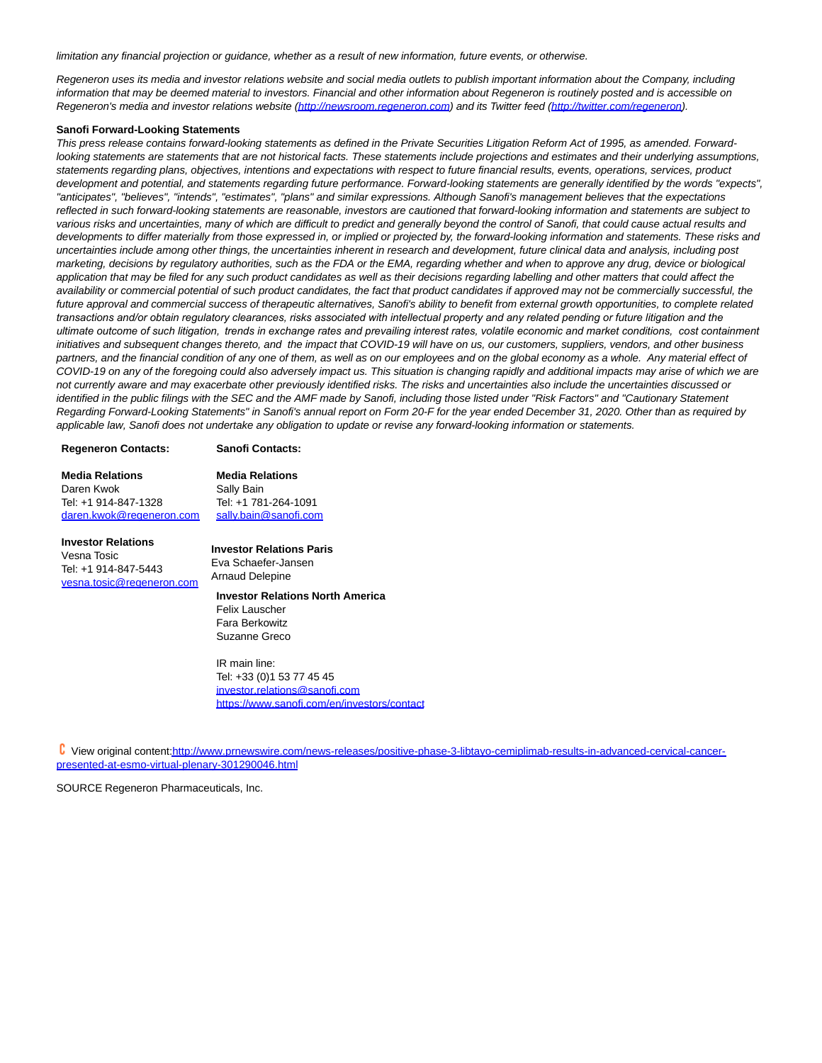*limitation any financial projection or guidance, whether as a result of new information, future events, or otherwise.*

*Regeneron uses its media and investor relations website and social media outlets to publish important information about the Company, including information that may be deemed material to investors. Financial and other information about Regeneron is routinely posted and is accessible on Regeneron's media and investor relations website ([http://newsroom.regeneron.com](http://newsroom.regeneron.com)) and its Twitter feed ([http://twitter.com/regeneron](http://twitter.com/regeneron)).*

**Sanofi Forward-Looking Statements**

*This press release contains forward-looking statements as defined in the Private Securities Litigation Reform Act of 1995, as amended. Forward-looking statements are statements that are not historical facts. These statements include projections and estimates and their underlying assumptions, statements regarding plans, objectives, intentions and expectations with respect to future financial results, events, operations, services, product development and potential, and statements regarding future performance. Forward-looking statements are generally identified by the words "expects", "anticipates", "believes", "intends", "estimates", "plans" and similar expressions. Although Sanofi's management believes that the expectations reflected in such forward-looking statements are reasonable, investors are cautioned that forward-looking information and statements are subject to various risks and uncertainties, many of which are difficult to predict and generally beyond the control of Sanofi, that could cause actual results and developments to differ materially from those expressed in, or implied or projected by, the forward-looking information and statements. These risks and uncertainties include among other things, the uncertainties inherent in research and development, future clinical data and analysis, including post marketing, decisions by regulatory authorities, such as the FDA or the EMA, regarding whether and when to approve any drug, device or biological application that may be filed for any such product candidates as well as their decisions regarding labelling and other matters that could affect the availability or commercial potential of such product candidates, the fact that product candidates if approved may not be commercially successful, the future approval and commercial success of therapeutic alternatives, Sanofi's ability to benefit from external growth opportunities, to complete related transactions and/or obtain regulatory clearances, risks associated with intellectual property and any related pending or future litigation and the ultimate outcome of such litigation, trends in exchange rates and prevailing interest rates, volatile economic and market conditions, cost containment initiatives and subsequent changes thereto, and the impact that COVID-19 will have on us, our customers, suppliers, vendors, and other business partners, and the financial condition of any one of them, as well as on our employees and on the global economy as a whole. Any material effect of COVID-19 on any of the foregoing could also adversely impact us. This situation is changing rapidly and additional impacts may arise of which we are not currently aware and may exacerbate other previously identified risks. The risks and uncertainties also include the uncertainties discussed or identified in the public filings with the SEC and the AMF made by Sanofi, including those listed under "Risk Factors" and "Cautionary Statement Regarding Forward-Looking Statements" in Sanofi's annual report on Form 20-F for the year ended December 31, 2020. Other than as required by applicable law, Sanofi does not undertake any obligation to update or revise any forward-looking information or statements.*

**Regeneron Contacts:**

**Media Relations**
Daren Kwok
Tel: +1 914-847-1328
[daren.kwok@regeneron.com](mailto:daren.kwok@regeneron.com)

**Investor Relations**
Vesna Tosic
Tel: +1 914-847-5443
[vesna.tosic@regeneron.com](mailto:vesna.tosic@regeneron.com)

**Sanofi Contacts:**

**Media Relations**
Sally Bain
Tel: +1 781-264-1091
[sally.bain@sanofi.com](mailto:sally.bain@sanofi.com)

**Investor Relations Paris**
Eva Schaefer-Jansen
Arnaud Delepine

**Investor Relations North America**
Felix Lauscher
Fara Berkowitz
Suzanne Greco

IR main line:
Tel: +33 (0)1 53 77 45 45
[investor.relations@sanofi.com](mailto:investor.relations@sanofi.com)
[https://www.sanofi.com/en/investors/contact](https://www.sanofi.com/en/investors/contact)

View original content:[http://www.prnewswire.com/news-releases/positive-phase-3-libtayo-cemiplimab-results-in-advanced-cervical-cancer-presented-at-esmo-virtual-plenary-301290046.html](http://www.prnewswire.com/news-releases/positive-phase-3-libtayo-cemiplimab-results-in-advanced-cervical-cancer-presented-at-esmo-virtual-plenary-301290046.html)

SOURCE Regeneron Pharmaceuticals, Inc.